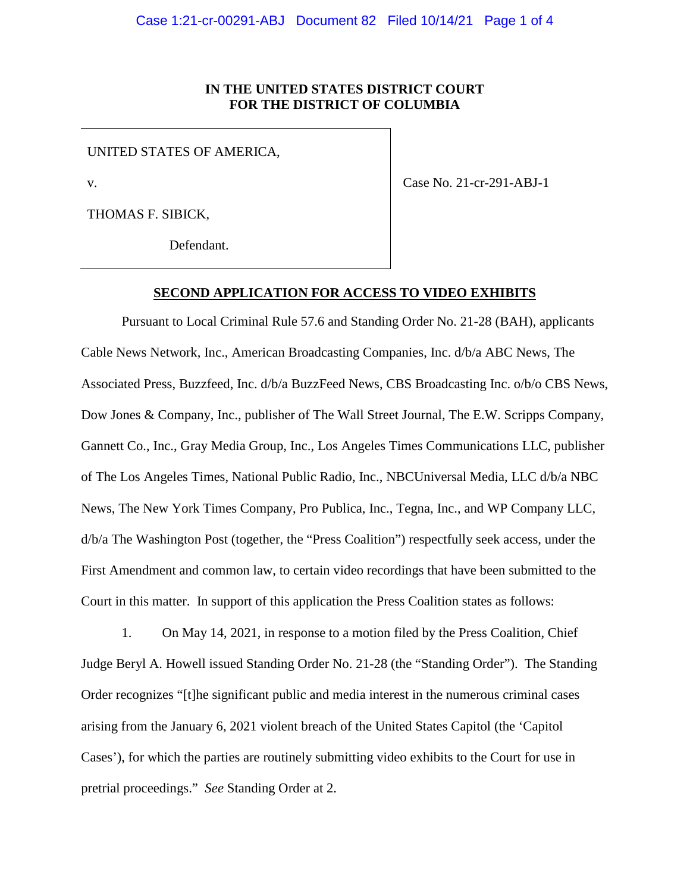**IN THE UNITED STATES DISTRICT COURT**
**FOR THE DISTRICT OF COLUMBIA**

| | |
|---|---|
| UNITED STATES OF AMERICA,<br><br>v.<br><br>THOMAS F. SIBICK,<br><br>Defendant. | Case No. 21-cr-291-ABJ-1 |

**SECOND APPLICATION FOR ACCESS TO VIDEO EXHIBITS**

Pursuant to Local Criminal Rule 57.6 and Standing Order No. 21-28 (BAH), applicants Cable News Network, Inc., American Broadcasting Companies, Inc. d/b/a ABC News, The Associated Press, Buzzfeed, Inc. d/b/a BuzzFeed News, CBS Broadcasting Inc. o/b/o CBS News, Dow Jones & Company, Inc., publisher of The Wall Street Journal, The E.W. Scripps Company, Gannett Co., Inc., Gray Media Group, Inc., Los Angeles Times Communications LLC, publisher of The Los Angeles Times, National Public Radio, Inc., NBCUniversal Media, LLC d/b/a NBC News, The New York Times Company, Pro Publica, Inc., Tegna, Inc., and WP Company LLC, d/b/a The Washington Post (together, the "Press Coalition") respectfully seek access, under the First Amendment and common law, to certain video recordings that have been submitted to the Court in this matter. In support of this application the Press Coalition states as follows:

1. On May 14, 2021, in response to a motion filed by the Press Coalition, Chief Judge Beryl A. Howell issued Standing Order No. 21-28 (the "Standing Order"). The Standing Order recognizes "[t]he significant public and media interest in the numerous criminal cases arising from the January 6, 2021 violent breach of the United States Capitol (the 'Capitol Cases'), for which the parties are routinely submitting video exhibits to the Court for use in pretrial proceedings." *See* Standing Order at 2.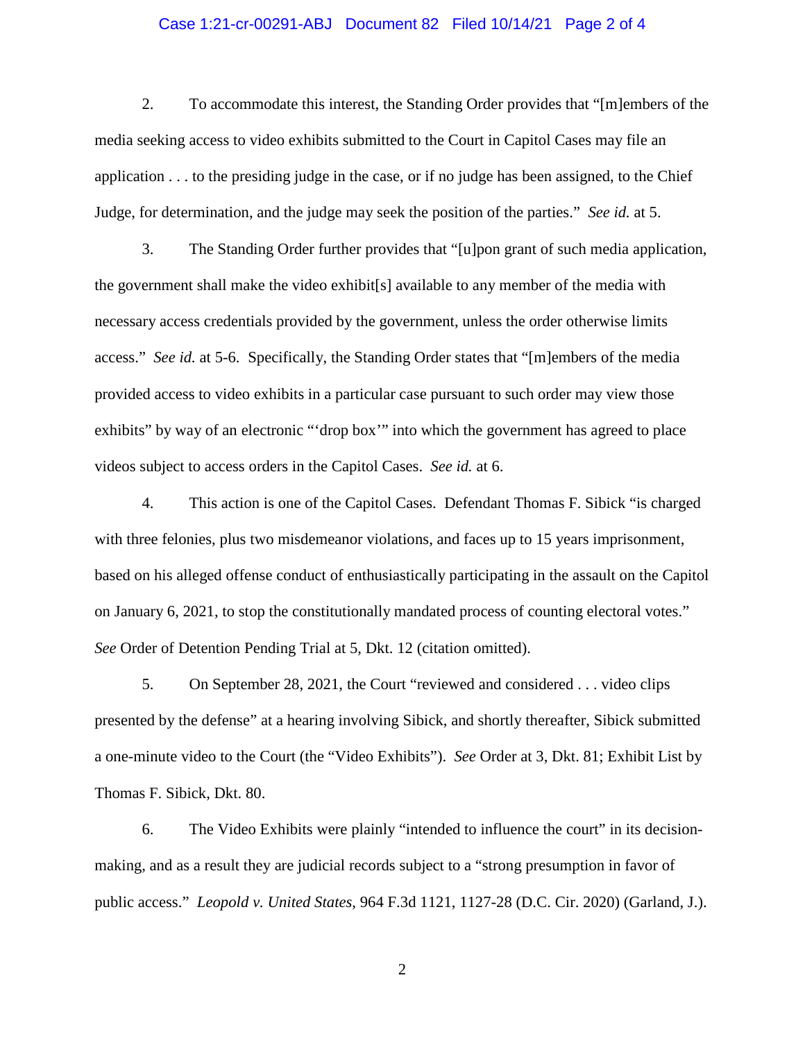2. To accommodate this interest, the Standing Order provides that "[m]embers of the media seeking access to video exhibits submitted to the Court in Capitol Cases may file an application . . . to the presiding judge in the case, or if no judge has been assigned, to the Chief Judge, for determination, and the judge may seek the position of the parties." *See id.* at 5.

3. The Standing Order further provides that "[u]pon grant of such media application, the government shall make the video exhibit[s] available to any member of the media with necessary access credentials provided by the government, unless the order otherwise limits access." *See id.* at 5-6. Specifically, the Standing Order states that "[m]embers of the media provided access to video exhibits in a particular case pursuant to such order may view those exhibits" by way of an electronic "'drop box'" into which the government has agreed to place videos subject to access orders in the Capitol Cases. *See id.* at 6.

4. This action is one of the Capitol Cases. Defendant Thomas F. Sibick "is charged with three felonies, plus two misdemeanor violations, and faces up to 15 years imprisonment, based on his alleged offense conduct of enthusiastically participating in the assault on the Capitol on January 6, 2021, to stop the constitutionally mandated process of counting electoral votes." *See* Order of Detention Pending Trial at 5, Dkt. 12 (citation omitted).

5. On September 28, 2021, the Court "reviewed and considered . . . video clips presented by the defense" at a hearing involving Sibick, and shortly thereafter, Sibick submitted a one-minute video to the Court (the "Video Exhibits"). *See* Order at 3, Dkt. 81; Exhibit List by Thomas F. Sibick, Dkt. 80.

6. The Video Exhibits were plainly "intended to influence the court" in its decision-making, and as a result they are judicial records subject to a "strong presumption in favor of public access." *Leopold v. United States*, 964 F.3d 1121, 1127-28 (D.C. Cir. 2020) (Garland, J.).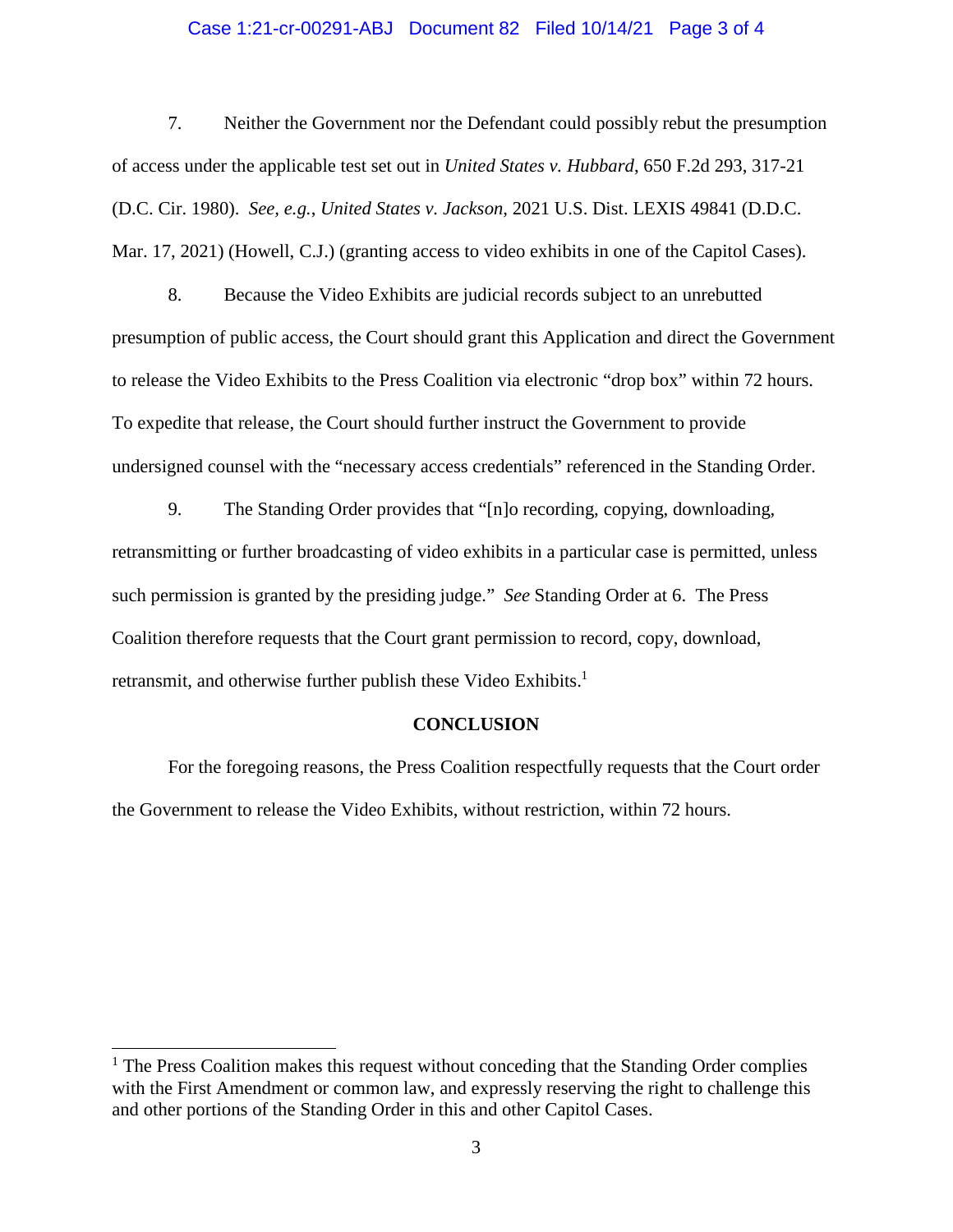7. Neither the Government nor the Defendant could possibly rebut the presumption of access under the applicable test set out in *United States v. Hubbard*, 650 F.2d 293, 317-21 (D.C. Cir. 1980). *See, e.g.*, *United States v. Jackson*, 2021 U.S. Dist. LEXIS 49841 (D.D.C. Mar. 17, 2021) (Howell, C.J.) (granting access to video exhibits in one of the Capitol Cases).

8. Because the Video Exhibits are judicial records subject to an unrebutted presumption of public access, the Court should grant this Application and direct the Government to release the Video Exhibits to the Press Coalition via electronic "drop box" within 72 hours. To expedite that release, the Court should further instruct the Government to provide undersigned counsel with the "necessary access credentials" referenced in the Standing Order.

9. The Standing Order provides that "[n]o recording, copying, downloading, retransmitting or further broadcasting of video exhibits in a particular case is permitted, unless such permission is granted by the presiding judge." *See* Standing Order at 6. The Press Coalition therefore requests that the Court grant permission to record, copy, download, retransmit, and otherwise further publish these Video Exhibits.[1]

## CONCLUSION

For the foregoing reasons, the Press Coalition respectfully requests that the Court order the Government to release the Video Exhibits, without restriction, within 72 hours.

---

[1] The Press Coalition makes this request without conceding that the Standing Order complies with the First Amendment or common law, and expressly reserving the right to challenge this and other portions of the Standing Order in this and other Capitol Cases.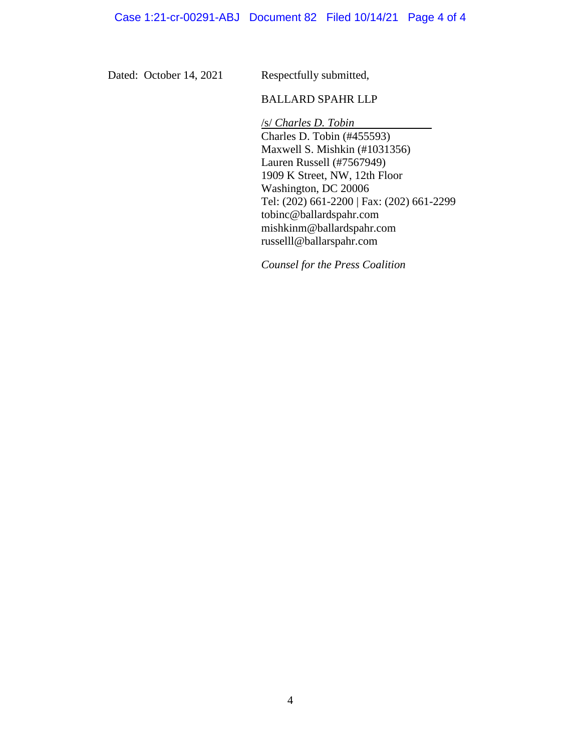Dated: October 14, 2021

Respectfully submitted,

BALLARD SPAHR LLP

/s/ *Charles D. Tobin*
Charles D. Tobin (#455593)
Maxwell S. Mishkin (#1031356)
Lauren Russell (#7567949)
1909 K Street, NW, 12th Floor
Washington, DC 20006
Tel: (202) 661-2200 | Fax: (202) 661-2299
tobinc@ballardspahr.com
mishkinm@ballardspahr.com
russelll@ballarspahr.com

*Counsel for the Press Coalition*